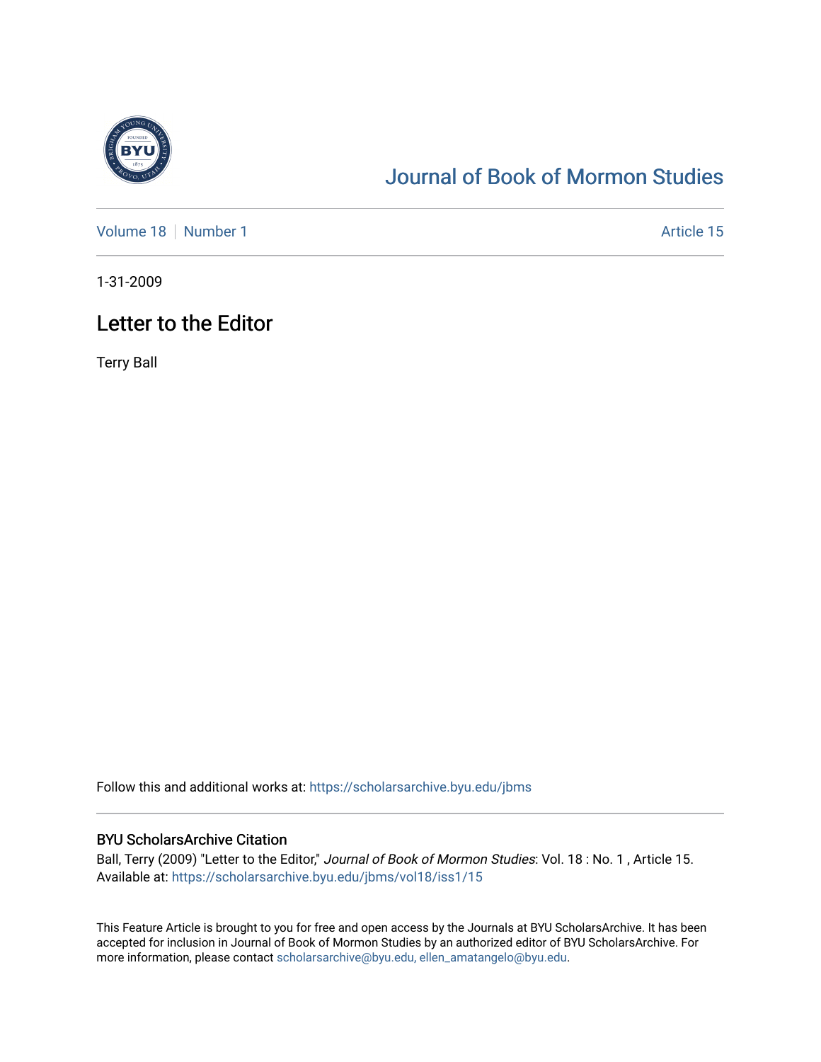# Journal of Book of Mormon Studies

Volume 18 | Number 1 | Article 15

1-31-2009

## Letter to the Editor

Terry Ball

Follow this and additional works at: https://scholarsarchive.byu.edu/jbms

### BYU ScholarsArchive Citation

Ball, Terry (2009) "Letter to the Editor," *Journal of Book of Mormon Studies*: Vol. 18 : No. 1 , Article 15. Available at: https://scholarsarchive.byu.edu/jbms/vol18/iss1/15

This Feature Article is brought to you for free and open access by the Journals at BYU ScholarsArchive. It has been accepted for inclusion in Journal of Book of Mormon Studies by an authorized editor of BYU ScholarsArchive. For more information, please contact scholarsarchive@byu.edu, ellen_amatangelo@byu.edu.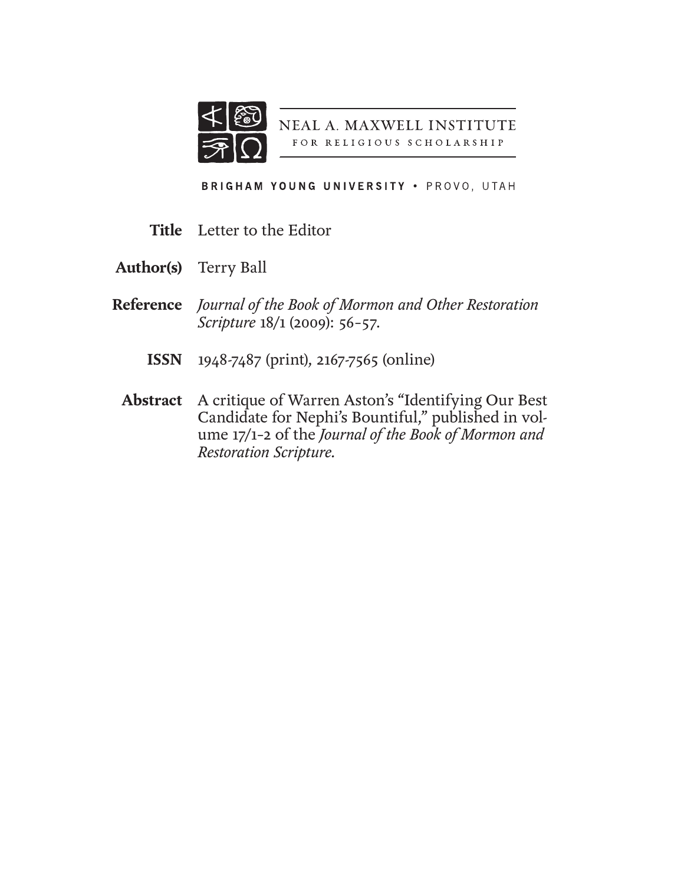NEAL A. MAXWELL INSTITUTE

FOR RELIGIOUS SCHOLARSHIP

BRIGHAM YOUNG UNIVERSITY • PROVO, UTAH

**Title** Letter to the Editor

**Author(s)** Terry Ball

**Reference** *Journal of the Book of Mormon and Other Restoration Scripture* 18/1 (2009): 56–57.

**ISSN** 1948-7487 (print), 2167-7565 (online)

**Abstract** A critique of Warren Aston's "Identifying Our Best Candidate for Nephi's Bountiful," published in volume 17/1–2 of the *Journal of the Book of Mormon and Restoration Scripture*.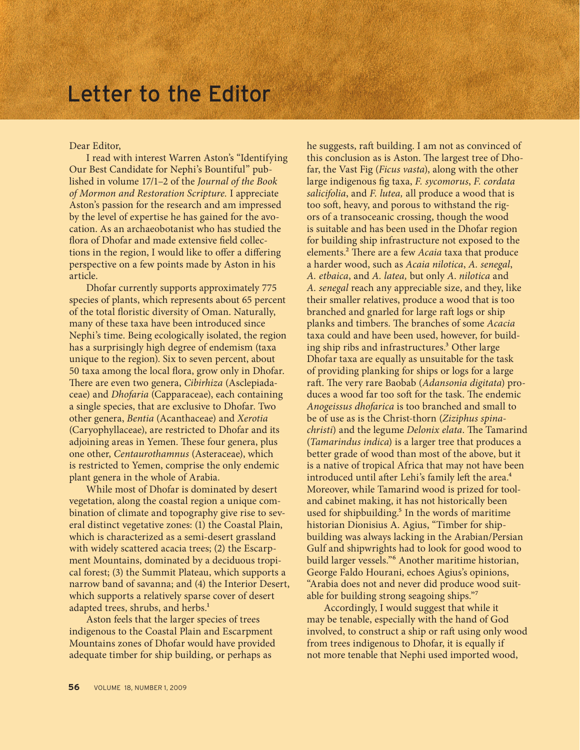# Letter to the Editor

Dear Editor,

I read with interest Warren Aston's "Identifying Our Best Candidate for Nephi's Bountiful" published in volume 17/1–2 of the *Journal of the Book of Mormon and Restoration Scripture*. I appreciate Aston's passion for the research and am impressed by the level of expertise he has gained for the avocation. As an archaeobotanist who has studied the flora of Dhofar and made extensive field collections in the region, I would like to offer a differing perspective on a few points made by Aston in his article.

Dhofar currently supports approximately 775 species of plants, which represents about 65 percent of the total floristic diversity of Oman. Naturally, many of these taxa have been introduced since Nephi's time. Being ecologically isolated, the region has a surprisingly high degree of endemism (taxa unique to the region). Six to seven percent, about 50 taxa among the local flora, grow only in Dhofar. There are even two genera, *Cibirhiza* (Asclepiadaceae) and *Dhofaria* (Capparaceae), each containing a single species, that are exclusive to Dhofar. Two other genera, *Bentia* (Acanthaceae) and *Xerotia* (Caryophyllaceae), are restricted to Dhofar and its adjoining areas in Yemen. These four genera, plus one other, *Centaurothamnus* (Asteraceae), which is restricted to Yemen, comprise the only endemic plant genera in the whole of Arabia.

While most of Dhofar is dominated by desert vegetation, along the coastal region a unique combination of climate and topography give rise to several distinct vegetative zones: (1) the Coastal Plain, which is characterized as a semi-desert grassland with widely scattered acacia trees; (2) the Escarpment Mountains, dominated by a deciduous tropical forest; (3) the Summit Plateau, which supports a narrow band of savanna; and (4) the Interior Desert, which supports a relatively sparse cover of desert adapted trees, shrubs, and herbs.[1]

Aston feels that the larger species of trees indigenous to the Coastal Plain and Escarpment Mountains zones of Dhofar would have provided adequate timber for ship building, or perhaps as he suggests, raft building. I am not as convinced of this conclusion as is Aston. The largest tree of Dhofar, the Vast Fig (*Ficus vasta*), along with the other large indigenous fig taxa, *F. sycomorus*, *F. cordata salicifolia*, and *F. lutea,* all produce a wood that is too soft, heavy, and porous to withstand the rigors of a transoceanic crossing, though the wood is suitable and has been used in the Dhofar region for building ship infrastructure not exposed to the elements.[2] There are a few *Acaia* taxa that produce a harder wood, such as *Acaia nilotica*, *A. senegal*, *A. etbaica*, and *A. latea,* but only *A. nilotica* and *A. senegal* reach any appreciable size, and they, like their smaller relatives, produce a wood that is too branched and gnarled for large raft logs or ship planks and timbers. The branches of some *Acacia* taxa could and have been used, however, for building ship ribs and infrastructures.[3] Other large Dhofar taxa are equally as unsuitable for the task of providing planking for ships or logs for a large raft. The very rare Baobab (*Adansonia digitata*) produces a wood far too soft for the task. The endemic *Anogeissus dhofarica* is too branched and small to be of use as is the Christ-thorn (*Ziziphus spina-christi*) and the legume *Delonix elata*. The Tamarind (*Tamarindus indica*) is a larger tree that produces a better grade of wood than most of the above, but it is a native of tropical Africa that may not have been introduced until after Lehi's family left the area.[4] Moreover, while Tamarind wood is prized for tool- and cabinet making, it has not historically been used for shipbuilding.[5] In the words of maritime historian Dionisius A. Agius, "Timber for shipbuilding was always lacking in the Arabian/Persian Gulf and shipwrights had to look for good wood to build larger vessels."[6] Another maritime historian, George Faldo Hourani, echoes Agius's opinions, "Arabia does not and never did produce wood suitable for building strong seagoing ships."[7]

Accordingly, I would suggest that while it may be tenable, especially with the hand of God involved, to construct a ship or raft using only wood from trees indigenous to Dhofar, it is equally if not more tenable that Nephi used imported wood,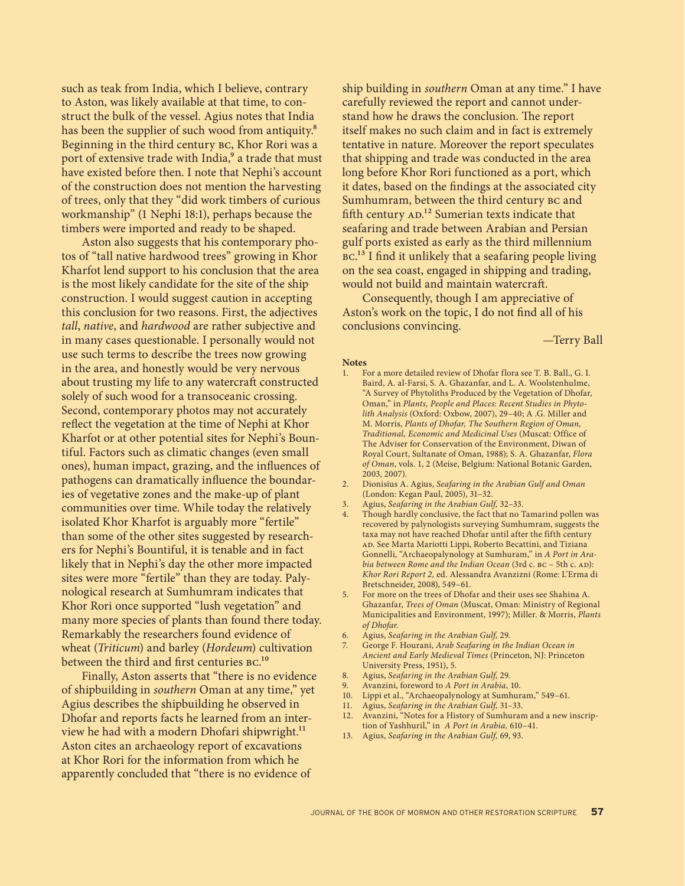such as teak from India, which I believe, contrary to Aston, was likely available at that time, to construct the bulk of the vessel. Agius notes that India has been the supplier of such wood from antiquity.[8] Beginning in the third century BC, Khor Rori was a port of extensive trade with India,[9] a trade that must have existed before then. I note that Nephi's account of the construction does not mention the harvesting of trees, only that they "did work timbers of curious workmanship" (1 Nephi 18:1), perhaps because the timbers were imported and ready to be shaped.

Aston also suggests that his contemporary photos of "tall native hardwood trees" growing in Khor Kharfot lend support to his conclusion that the area is the most likely candidate for the site of the ship construction. I would suggest caution in accepting this conclusion for two reasons. First, the adjectives *tall*, *native*, and *hardwood* are rather subjective and in many cases questionable. I personally would not use such terms to describe the trees now growing in the area, and honestly would be very nervous about trusting my life to any watercraft constructed solely of such wood for a transoceanic crossing. Second, contemporary photos may not accurately reflect the vegetation at the time of Nephi at Khor Kharfot or at other potential sites for Nephi's Bountiful. Factors such as climatic changes (even small ones), human impact, grazing, and the influences of pathogens can dramatically influence the boundaries of vegetative zones and the make-up of plant communities over time. While today the relatively isolated Khor Kharfot is arguably more "fertile" than some of the other sites suggested by researchers for Nephi's Bountiful, it is tenable and in fact likely that in Nephi's day the other more impacted sites were more "fertile" than they are today. Palynological research at Sumhumram indicates that Khor Rori once supported "lush vegetation" and many more species of plants than found there today. Remarkably the researchers found evidence of wheat (*Triticum*) and barley (*Hordeum*) cultivation between the third and first centuries BC.[10]

Finally, Aston asserts that "there is no evidence of shipbuilding in *southern* Oman at any time," yet Agius describes the shipbuilding he observed in Dhofar and reports facts he learned from an interview he had with a modern Dhofari shipwright.[11] Aston cites an archaeology report of excavations at Khor Rori for the information from which he apparently concluded that "there is no evidence of ship building in *southern* Oman at any time." I have carefully reviewed the report and cannot understand how he draws the conclusion. The report itself makes no such claim and in fact is extremely tentative in nature. Moreover the report speculates that shipping and trade was conducted in the area long before Khor Rori functioned as a port, which it dates, based on the findings at the associated city Sumhumram, between the third century BC and fifth century AD.[12] Sumerian texts indicate that seafaring and trade between Arabian and Persian gulf ports existed as early as the third millennium BC.[13] I find it unlikely that a seafaring people living on the sea coast, engaged in shipping and trading, would not build and maintain watercraft.

Consequently, though I am appreciative of Aston's work on the topic, I do not find all of his conclusions convincing.

—Terry Ball

**Notes**

1. For a more detailed review of Dhofar flora see T. B. Ball., G. I. Baird, A. al-Farsi, S. A. Ghazanfar, and L. A. Woolstenhulme, "A Survey of Phytoliths Produced by the Vegetation of Dhofar, Oman," in *Plants, People and Places: Recent Studies in Phytolith Analysis* (Oxford: Oxbow, 2007), 29–40; A .G. Miller and M. Morris, *Plants of Dhofar, The Southern Region of Oman, Traditional, Economic and Medicinal Uses* (Muscat: Office of The Adviser for Conservation of the Environment, Diwan of Royal Court, Sultanate of Oman, 1988); S. A. Ghazanfar, *Flora of Oman*, vols. 1, 2 (Meise, Belgium: National Botanic Garden, 2003, 2007).
2. Dionisius A. Agius, *Seafaring in the Arabian Gulf and Oman* (London: Kegan Paul, 2005), 31–32.
3. Agius, *Seafaring in the Arabian Gulf,* 32–33.
4. Though hardly conclusive, the fact that no Tamarind pollen was recovered by palynologists surveying Sumhumram, suggests the taxa may not have reached Dhofar until after the fifth century AD. See Marta Mariotti Lippi, Roberto Becattini, and Tiziana Gonnelli, "Archaeopalynology at Sumhuram," in *A Port in Arabia between Rome and the Indian Ocean* (3rd c. BC – 5th c. AD): *Khor Rori Report 2,* ed. Alessandra Avanzizni (Rome: L'Erma di Bretschneider, 2008), 549–61.
5. For more on the trees of Dhofar and their uses see see Shahina A. Ghazanfar, *Trees of Oman* (Muscat, Oman: Ministry of Regional Municipalities and Environment, 1997); Miller. & Morris, *Plants of Dhofar.*
6. Agius, *Seafaring in the Arabian Gulf,* 29.
7. George F. Hourani, *Arab Seafaring in the Indian Ocean in Ancient and Early Medieval Times* (Princeton, NJ: Princeton University Press, 1951), 5.
8. Agius, *Seafaring in the Arabian Gulf,* 29.
9. Avanzini, foreword to *A Port in Arabia*, 10.
10. Lippi et al., "Archaeopalynology at Sumhuram," 549–61.
11. Agius, *Seafaring in the Arabian Gulf,* 31–33.
12. Avanzini, "Notes for a History of Sumhuram and a new inscription of Yashhuril," in *A Port in Arabia,* 610–41.
13. Agius, *Seafaring in the Arabian Gulf,* 69, 93.